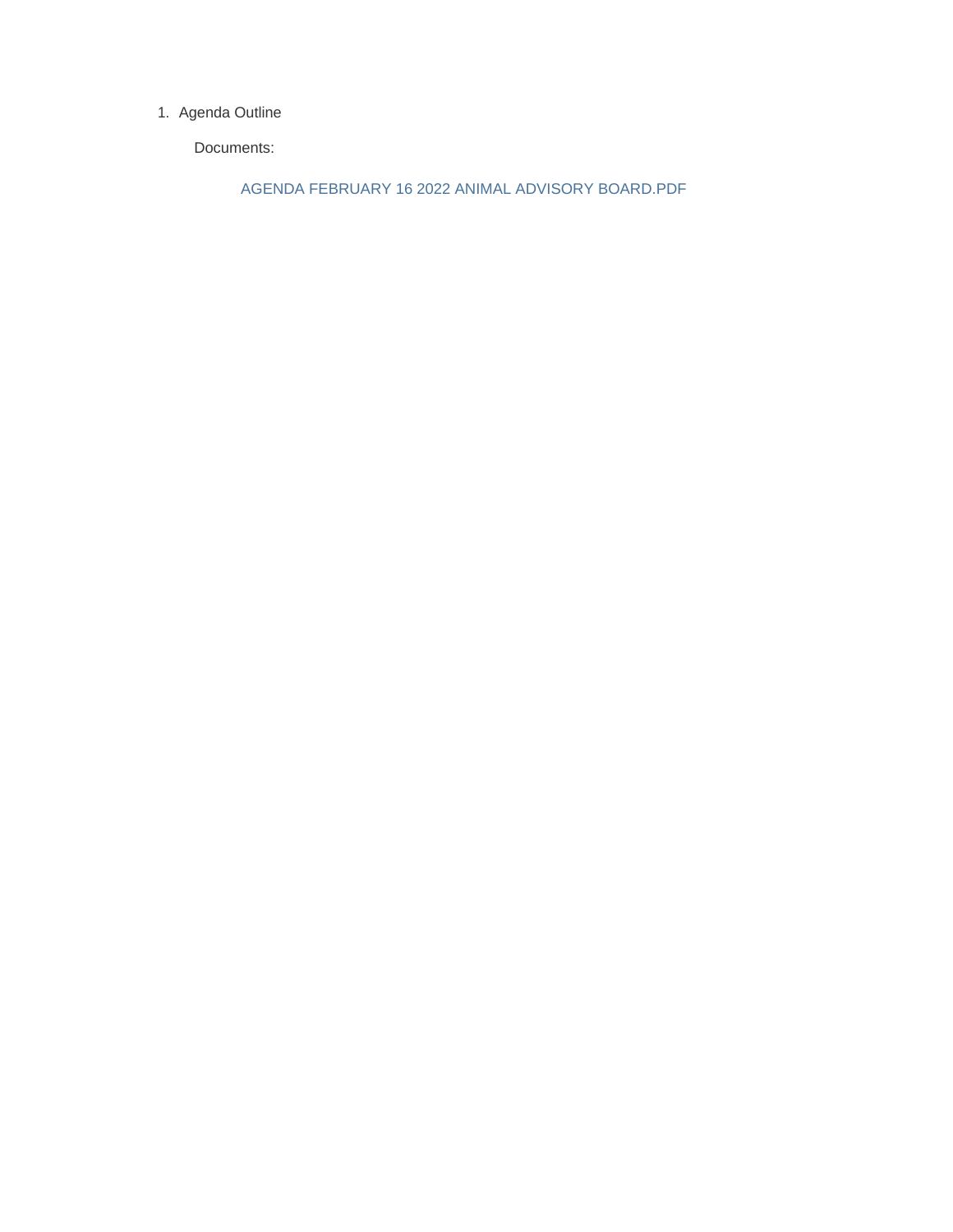1. Agenda Outline

   Documents:

   AGENDA FEBRUARY 16 2022 ANIMAL ADVISORY BOARD.PDF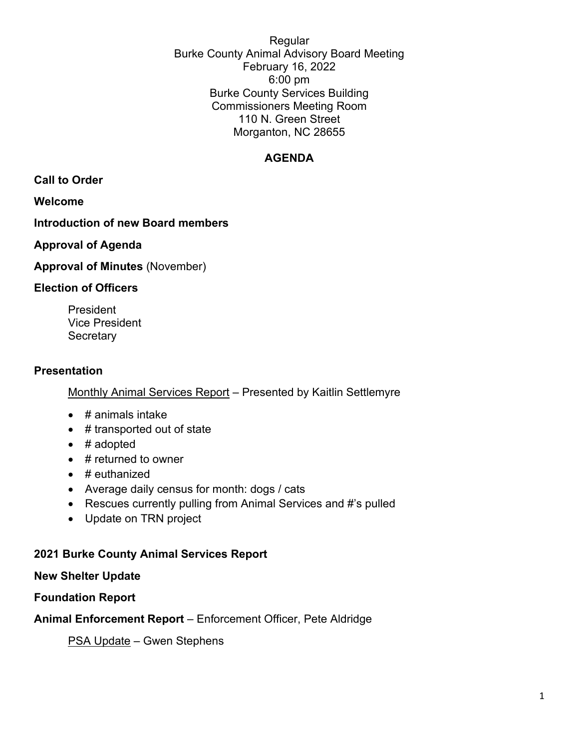Regular
Burke County Animal Advisory Board Meeting
February 16, 2022
6:00 pm
Burke County Services Building
Commissioners Meeting Room
110 N. Green Street
Morganton, NC 28655

## AGENDA

**Call to Order**

**Welcome**

**Introduction of new Board members**

**Approval of Agenda**

**Approval of Minutes** (November)

**Election of Officers**

President
Vice President
Secretary

**Presentation**

Monthly Animal Services Report – Presented by Kaitlin Settlemyre

- # animals intake
- # transported out of state
- # adopted
- # returned to owner
- # euthanized
- Average daily census for month: dogs / cats
- Rescues currently pulling from Animal Services and #'s pulled
- Update on TRN project

**2021 Burke County Animal Services Report**

**New Shelter Update**

**Foundation Report**

**Animal Enforcement Report** – Enforcement Officer, Pete Aldridge

PSA Update – Gwen Stephens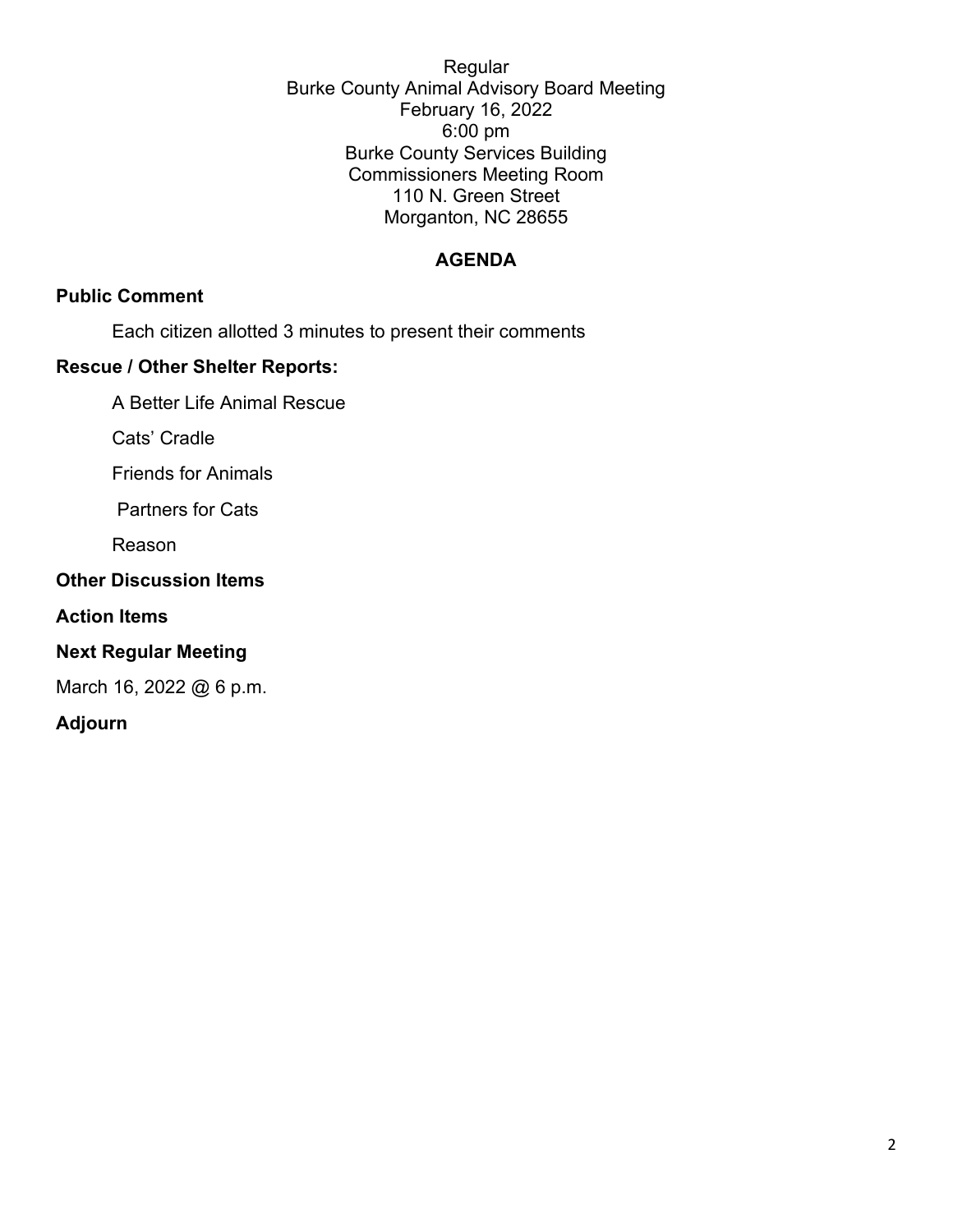Regular
Burke County Animal Advisory Board Meeting
February 16, 2022
6:00 pm
Burke County Services Building
Commissioners Meeting Room
110 N. Green Street
Morganton, NC 28655

## AGENDA

**Public Comment**

Each citizen allotted 3 minutes to present their comments

**Rescue / Other Shelter Reports:**

A Better Life Animal Rescue

Cats' Cradle

Friends for Animals

Partners for Cats

Reason

**Other Discussion Items**

**Action Items**

**Next Regular Meeting**

March 16, 2022 @ 6 p.m.

**Adjourn**